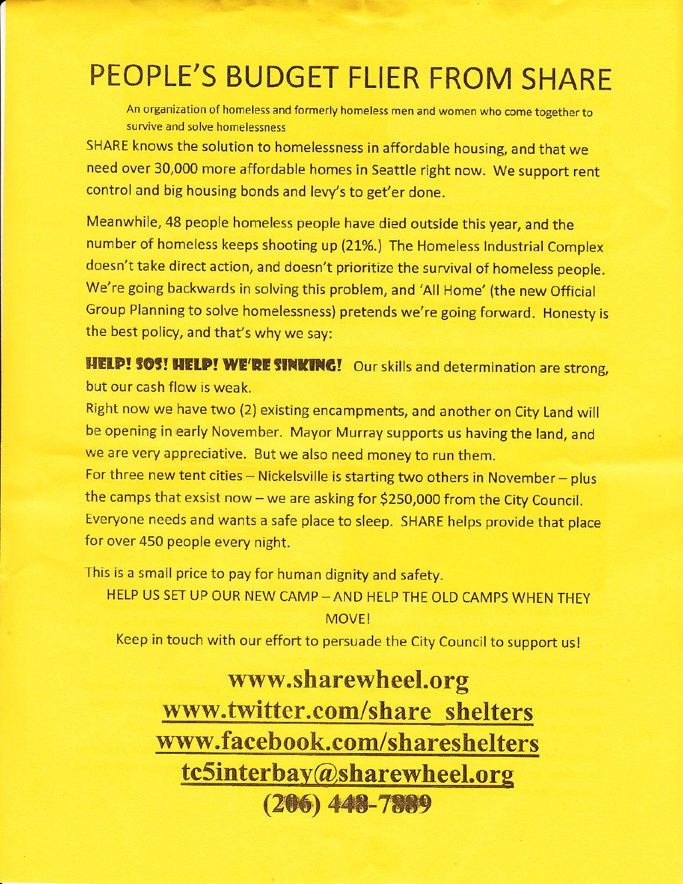# PEOPLE'S BUDGET FLIER FROM SHARE

An organization of homeless and formerly homeless men and women who come together to survive and solve homelessness

SHARE knows the solution to homelessness in affordable housing, and that we need over 30,000 more affordable homes in Seattle right now. We support rent control and big housing bonds and levy's to get'er done.

Meanwhile, 48 people homeless people have died outside this year, and the number of homeless keeps shooting up (21%.) The Homeless Industrial Complex doesn't take direct action, and doesn't prioritize the survival of homeless people. We're going backwards in solving this problem, and 'All Home' (the new Official Group Planning to solve homelessness) pretends we're going forward. Honesty is the best policy, and that's why we say:

**HELP! SOS! HELP! WE'RE SINKING!** Our skills and determination are strong, but our cash flow is weak.

Right now we have two (2) existing encampments, and another on City Land will be opening in early November. Mayor Murray supports us having the land, and we are very appreciative. But we also need money to run them.

For three new tent cities – Nickelsville is starting two others in November – plus the camps that exsist now – we are asking for $250,000 from the City Council. Everyone needs and wants a safe place to sleep. SHARE helps provide that place for over 450 people every night.

This is a small price to pay for human dignity and safety.

HELP US SET UP OUR NEW CAMP – AND HELP THE OLD CAMPS WHEN THEY MOVE!

Keep in touch with our effort to persuade the City Council to support us!

**www.sharewheel.org**

**www.twitter.com/share_shelters**

**www.facebook.com/shareshelters**

**tc5interbay@sharewheel.org**

**(206) 448-7889**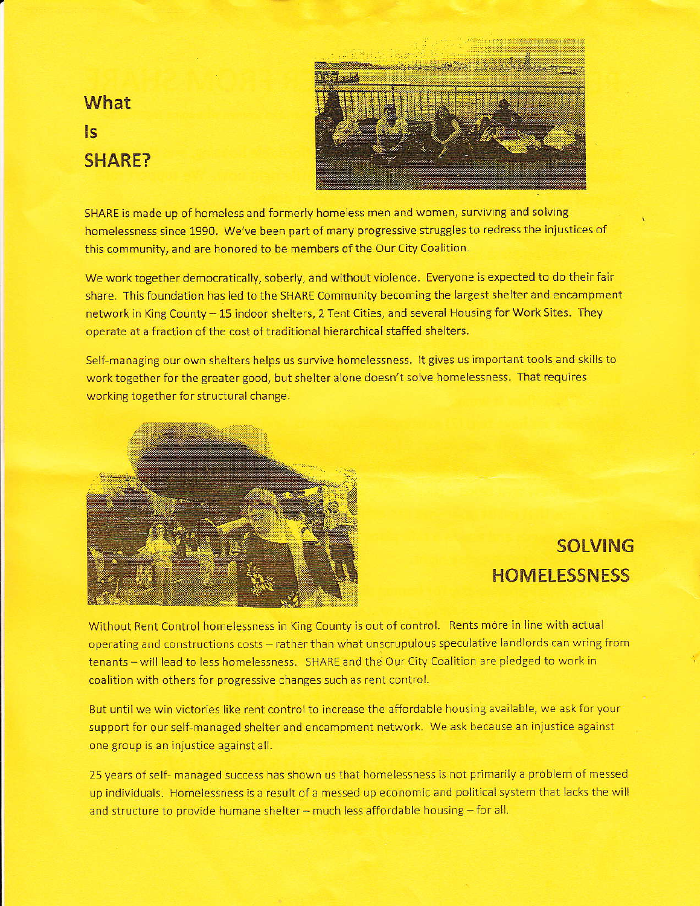## What Is SHARE?

SHARE is made up of homeless and formerly homeless men and women, surviving and solving homelessness since 1990. We've been part of many progressive struggles to redress the injustices of this community, and are honored to be members of the Our City Coalition.

We work together democratically, soberly, and without violence. Everyone is expected to do their fair share. This foundation has led to the SHARE Community becoming the largest shelter and encampment network in King County – 15 indoor shelters, 2 Tent Cities, and several Housing for Work Sites. They operate at a fraction of the cost of traditional hierarchical staffed shelters.

Self-managing our own shelters helps us survive homelessness. It gives us important tools and skills to work together for the greater good, but shelter alone doesn't solve homelessness. That requires working together for structural change.

## SOLVING HOMELESSNESS

Without Rent Control homelessness in King County is out of control. Rents more in line with actual operating and constructions costs – rather than what unscrupulous speculative landlords can wring from tenants – will lead to less homelessness. SHARE and the Our City Coalition are pledged to work in coalition with others for progressive changes such as rent control.

But until we win victories like rent control to increase the affordable housing available, we ask for your support for our self-managed shelter and encampment network. We ask because an injustice against one group is an injustice against all.

25 years of self- managed success has shown us that homelessness is not primarily a problem of messed up individuals. Homelessness is a result of a messed up economic and political system that lacks the will and structure to provide humane shelter – much less affordable housing – for all.